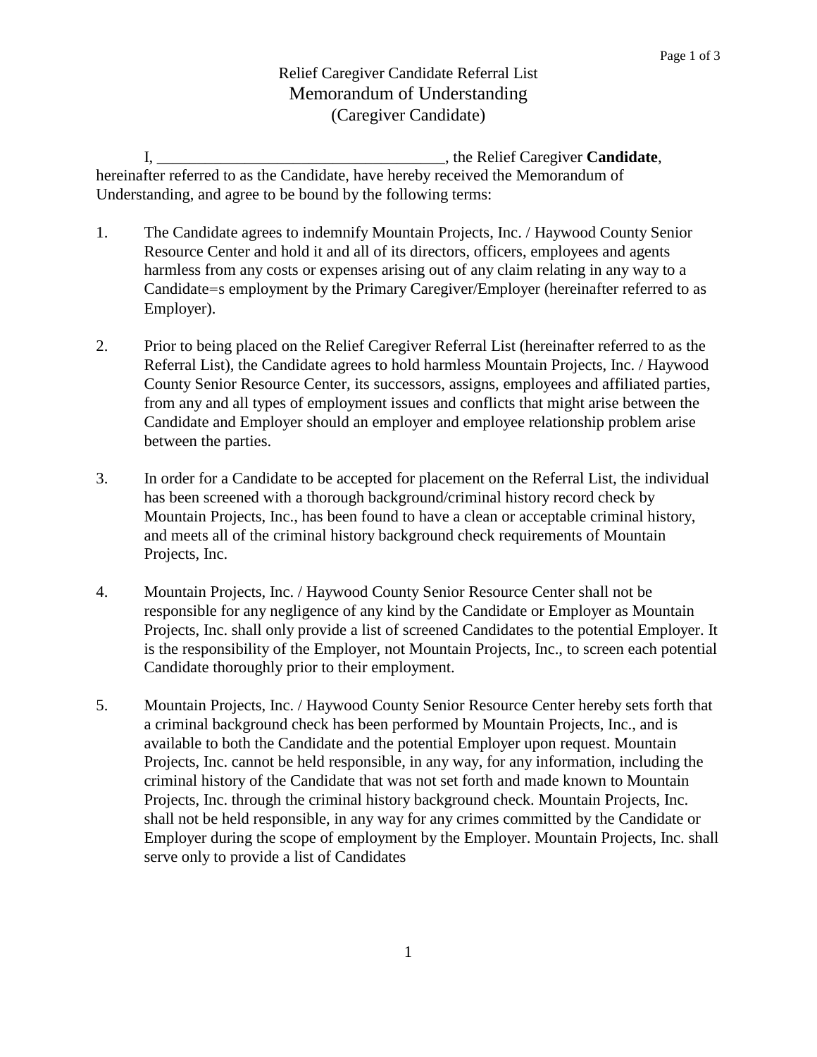# Relief Caregiver Candidate Referral List
## Memorandum of Understanding
### (Caregiver Candidate)

I, ___________________________________, the Relief Caregiver **Candidate**, hereinafter referred to as the Candidate, have hereby received the Memorandum of Understanding, and agree to be bound by the following terms:

1. The Candidate agrees to indemnify Mountain Projects, Inc. / Haywood County Senior Resource Center and hold it and all of its directors, officers, employees and agents harmless from any costs or expenses arising out of any claim relating in any way to a Candidate=s employment by the Primary Caregiver/Employer (hereinafter referred to as Employer).

2. Prior to being placed on the Relief Caregiver Referral List (hereinafter referred to as the Referral List), the Candidate agrees to hold harmless Mountain Projects, Inc. / Haywood County Senior Resource Center, its successors, assigns, employees and affiliated parties, from any and all types of employment issues and conflicts that might arise between the Candidate and Employer should an employer and employee relationship problem arise between the parties.

3. In order for a Candidate to be accepted for placement on the Referral List, the individual has been screened with a thorough background/criminal history record check by Mountain Projects, Inc., has been found to have a clean or acceptable criminal history, and meets all of the criminal history background check requirements of Mountain Projects, Inc.

4. Mountain Projects, Inc. / Haywood County Senior Resource Center shall not be responsible for any negligence of any kind by the Candidate or Employer as Mountain Projects, Inc. shall only provide a list of screened Candidates to the potential Employer. It is the responsibility of the Employer, not Mountain Projects, Inc., to screen each potential Candidate thoroughly prior to their employment.

5. Mountain Projects, Inc. / Haywood County Senior Resource Center hereby sets forth that a criminal background check has been performed by Mountain Projects, Inc., and is available to both the Candidate and the potential Employer upon request. Mountain Projects, Inc. cannot be held responsible, in any way, for any information, including the criminal history of the Candidate that was not set forth and made known to Mountain Projects, Inc. through the criminal history background check. Mountain Projects, Inc. shall not be held responsible, in any way for any crimes committed by the Candidate or Employer during the scope of employment by the Employer. Mountain Projects, Inc. shall serve only to provide a list of Candidates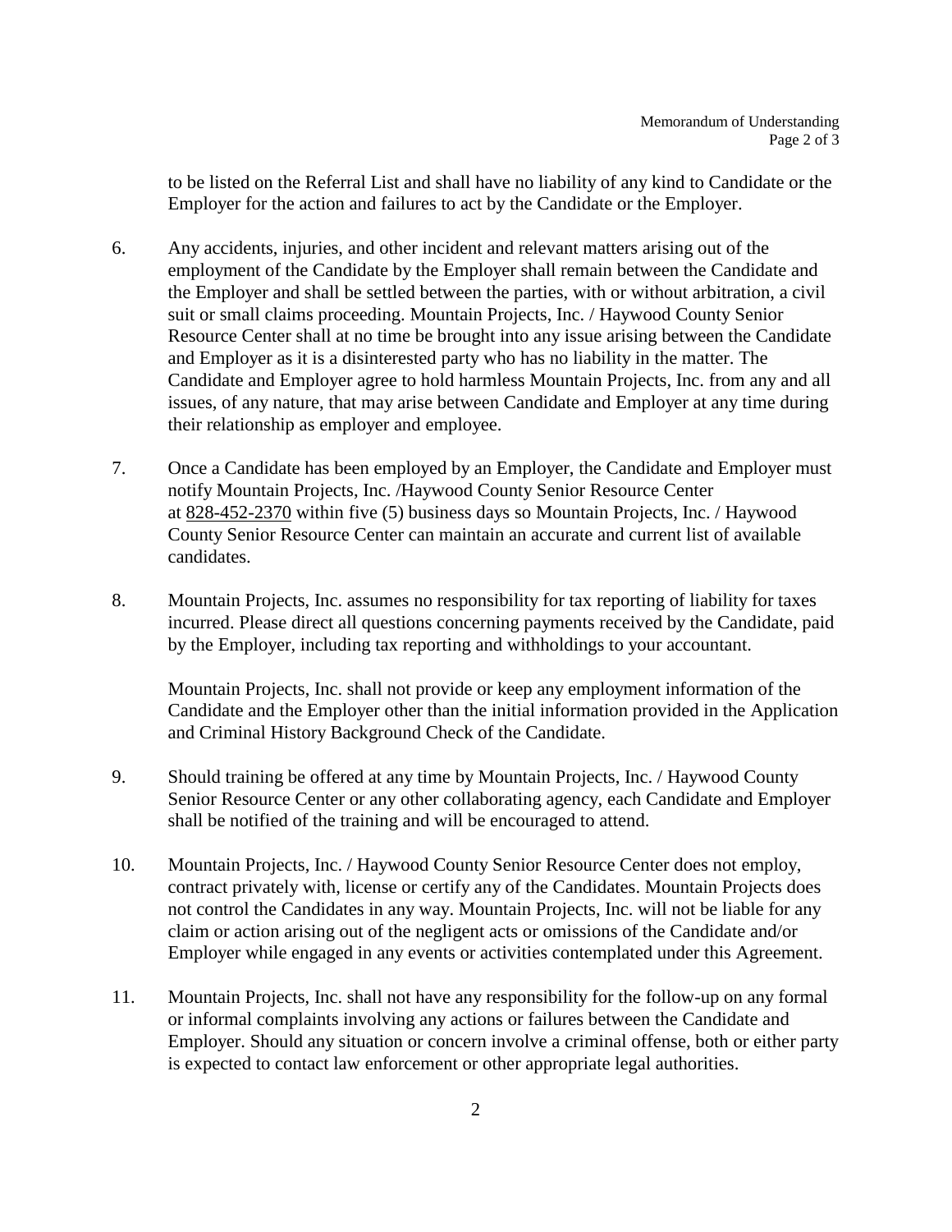to be listed on the Referral List and shall have no liability of any kind to Candidate or the Employer for the action and failures to act by the Candidate or the Employer.

6. Any accidents, injuries, and other incident and relevant matters arising out of the employment of the Candidate by the Employer shall remain between the Candidate and the Employer and shall be settled between the parties, with or without arbitration, a civil suit or small claims proceeding. Mountain Projects, Inc. / Haywood County Senior Resource Center shall at no time be brought into any issue arising between the Candidate and Employer as it is a disinterested party who has no liability in the matter. The Candidate and Employer agree to hold harmless Mountain Projects, Inc. from any and all issues, of any nature, that may arise between Candidate and Employer at any time during their relationship as employer and employee.

7. Once a Candidate has been employed by an Employer, the Candidate and Employer must notify Mountain Projects, Inc. /Haywood County Senior Resource Center at 828-452-2370 within five (5) business days so Mountain Projects, Inc. / Haywood County Senior Resource Center can maintain an accurate and current list of available candidates.

8. Mountain Projects, Inc. assumes no responsibility for tax reporting of liability for taxes incurred. Please direct all questions concerning payments received by the Candidate, paid by the Employer, including tax reporting and withholdings to your accountant.

   Mountain Projects, Inc. shall not provide or keep any employment information of the Candidate and the Employer other than the initial information provided in the Application and Criminal History Background Check of the Candidate.

9. Should training be offered at any time by Mountain Projects, Inc. / Haywood County Senior Resource Center or any other collaborating agency, each Candidate and Employer shall be notified of the training and will be encouraged to attend.

10. Mountain Projects, Inc. / Haywood County Senior Resource Center does not employ, contract privately with, license or certify any of the Candidates. Mountain Projects does not control the Candidates in any way. Mountain Projects, Inc. will not be liable for any claim or action arising out of the negligent acts or omissions of the Candidate and/or Employer while engaged in any events or activities contemplated under this Agreement.

11. Mountain Projects, Inc. shall not have any responsibility for the follow-up on any formal or informal complaints involving any actions or failures between the Candidate and Employer. Should any situation or concern involve a criminal offense, both or either party is expected to contact law enforcement or other appropriate legal authorities.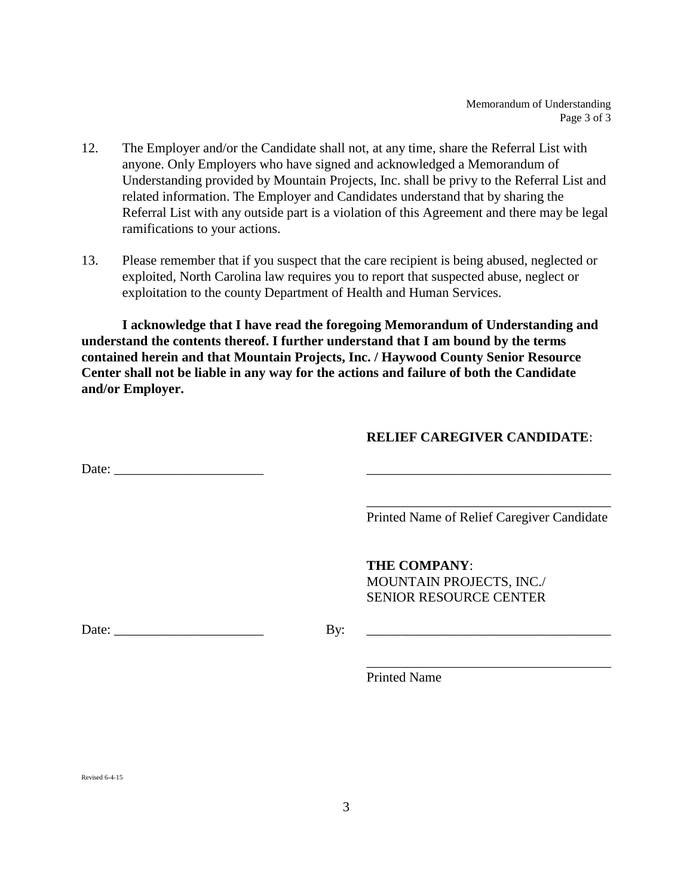12. The Employer and/or the Candidate shall not, at any time, share the Referral List with anyone. Only Employers who have signed and acknowledged a Memorandum of Understanding provided by Mountain Projects, Inc. shall be privy to the Referral List and related information. The Employer and Candidates understand that by sharing the Referral List with any outside part is a violation of this Agreement and there may be legal ramifications to your actions.

13. Please remember that if you suspect that the care recipient is being abused, neglected or exploited, North Carolina law requires you to report that suspected abuse, neglect or exploitation to the county Department of Health and Human Services.

**I acknowledge that I have read the foregoing Memorandum of Understanding and understand the contents thereof. I further understand that I am bound by the terms contained herein and that Mountain Projects, Inc. / Haywood County Senior Resource Center shall not be liable in any way for the actions and failure of both the Candidate and/or Employer.**

**RELIEF CAREGIVER CANDIDATE**:

Date: ______________________ ____________________________________

____________________________________
Printed Name of Relief Caregiver Candidate

**THE COMPANY**:
MOUNTAIN PROJECTS, INC./
SENIOR RESOURCE CENTER

Date: ______________________ By: ____________________________________

____________________________________
Printed Name

Revised 6-4-15